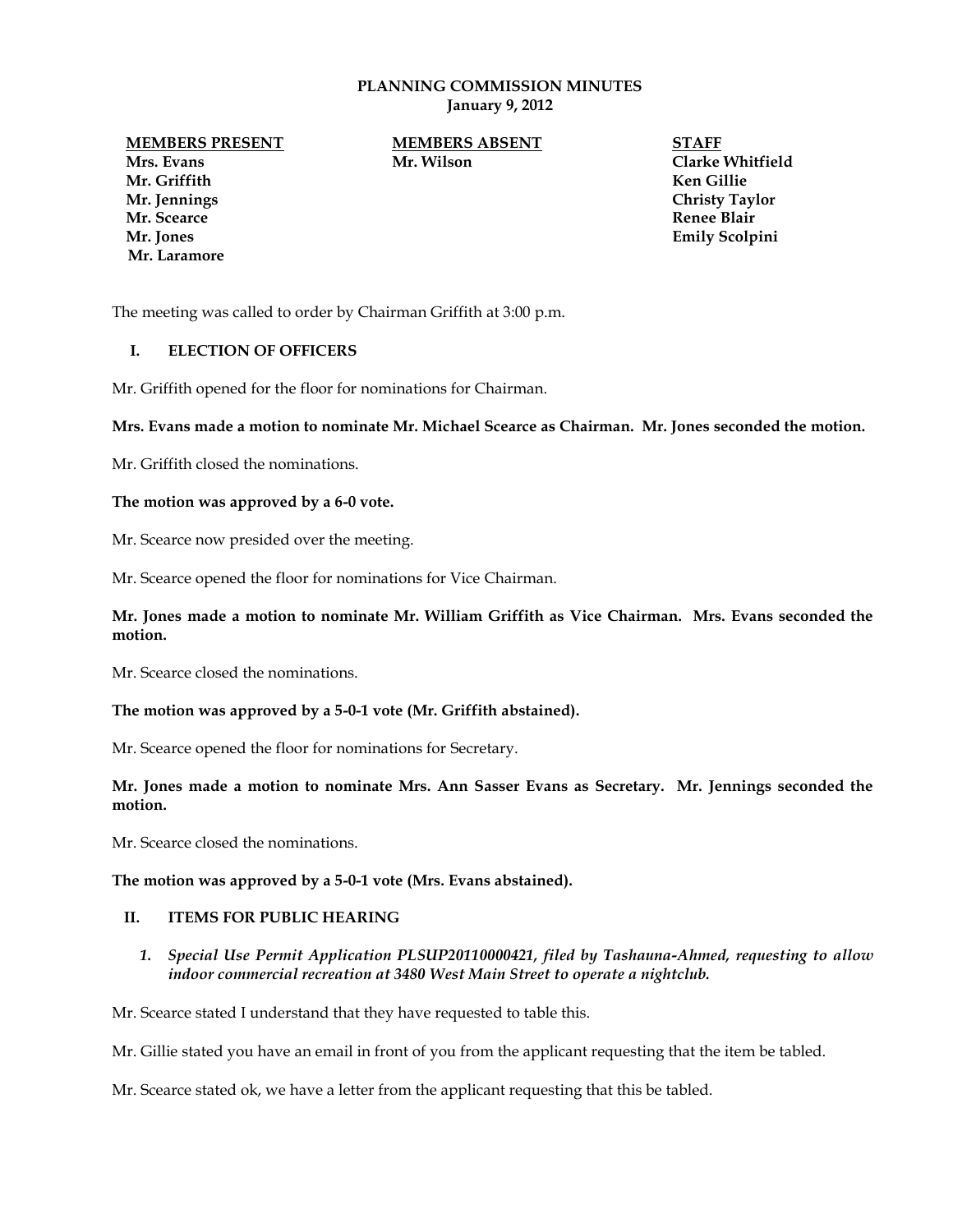# PLANNING COMMISSION MINUTES
**January 9, 2012**

| MEMBERS PRESENT | MEMBERS ABSENT | STAFF |
|---|---|---|
| Mrs. Evans | Mr. Wilson | Clarke Whitfield |
| Mr. Griffith | | Ken Gillie |
| Mr. Jennings | | Christy Taylor |
| Mr. Scearce | | Renee Blair |
| Mr. Jones | | Emily Scolpini |
| Mr. Laramore | | |

The meeting was called to order by Chairman Griffith at 3:00 p.m.

## I. ELECTION OF OFFICERS

Mr. Griffith opened for the floor for nominations for Chairman.

**Mrs. Evans made a motion to nominate Mr. Michael Scearce as Chairman. Mr. Jones seconded the motion.**

Mr. Griffith closed the nominations.

**The motion was approved by a 6-0 vote.**

Mr. Scearce now presided over the meeting.

Mr. Scearce opened the floor for nominations for Vice Chairman.

**Mr. Jones made a motion to nominate Mr. William Griffith as Vice Chairman. Mrs. Evans seconded the motion.**

Mr. Scearce closed the nominations.

**The motion was approved by a 5-0-1 vote (Mr. Griffith abstained).**

Mr. Scearce opened the floor for nominations for Secretary.

**Mr. Jones made a motion to nominate Mrs. Ann Sasser Evans as Secretary. Mr. Jennings seconded the motion.**

Mr. Scearce closed the nominations.

**The motion was approved by a 5-0-1 vote (Mrs. Evans abstained).**

## II. ITEMS FOR PUBLIC HEARING

1. ***Special Use Permit Application PLSUP20110000421, filed by Tashauna-Ahmed, requesting to allow indoor commercial recreation at 3480 West Main Street to operate a nightclub.***

Mr. Scearce stated I understand that they have requested to table this.

Mr. Gillie stated you have an email in front of you from the applicant requesting that the item be tabled.

Mr. Scearce stated ok, we have a letter from the applicant requesting that this be tabled.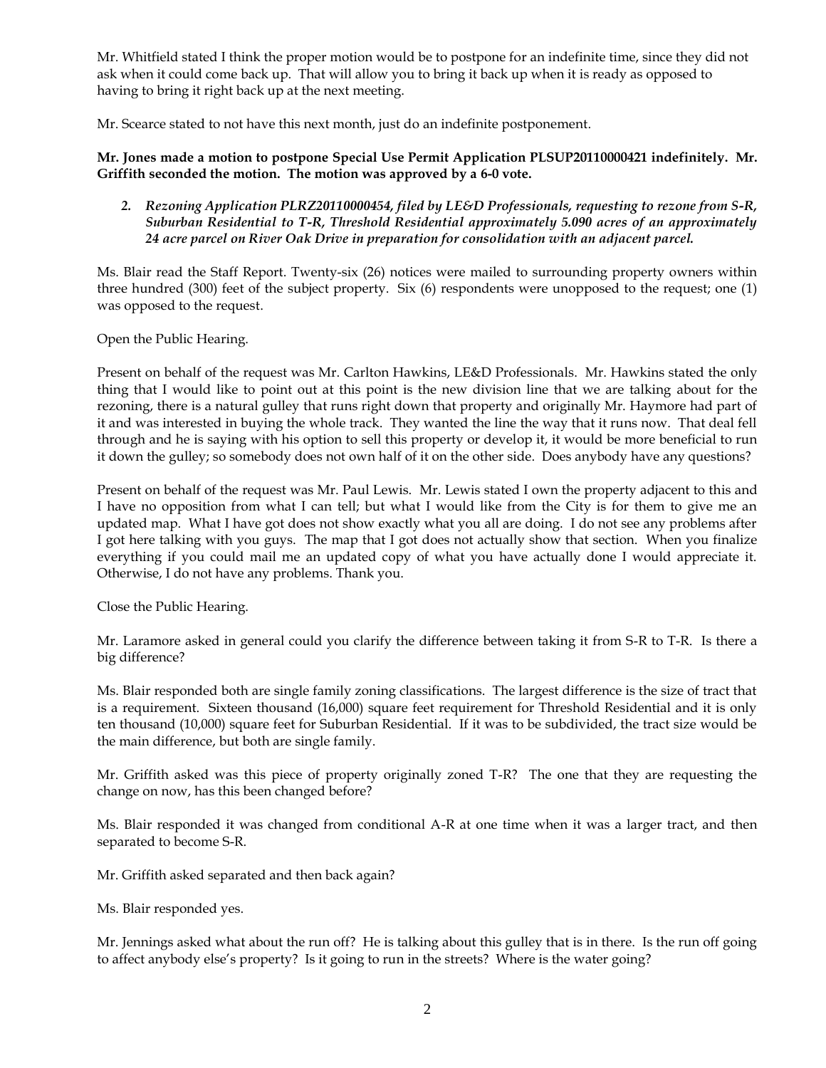Mr. Whitfield stated I think the proper motion would be to postpone for an indefinite time, since they did not ask when it could come back up. That will allow you to bring it back up when it is ready as opposed to having to bring it right back up at the next meeting.

Mr. Scearce stated to not have this next month, just do an indefinite postponement.

**Mr. Jones made a motion to postpone Special Use Permit Application PLSUP20110000421 indefinitely. Mr. Griffith seconded the motion. The motion was approved by a 6-0 vote.**

2. ***Rezoning Application PLRZ20110000454, filed by LE&D Professionals, requesting to rezone from S-R, Suburban Residential to T-R, Threshold Residential approximately 5.090 acres of an approximately 24 acre parcel on River Oak Drive in preparation for consolidation with an adjacent parcel.***

Ms. Blair read the Staff Report. Twenty-six (26) notices were mailed to surrounding property owners within three hundred (300) feet of the subject property. Six (6) respondents were unopposed to the request; one (1) was opposed to the request.

Open the Public Hearing.

Present on behalf of the request was Mr. Carlton Hawkins, LE&D Professionals. Mr. Hawkins stated the only thing that I would like to point out at this point is the new division line that we are talking about for the rezoning, there is a natural gulley that runs right down that property and originally Mr. Haymore had part of it and was interested in buying the whole track. They wanted the line the way that it runs now. That deal fell through and he is saying with his option to sell this property or develop it, it would be more beneficial to run it down the gulley; so somebody does not own half of it on the other side. Does anybody have any questions?

Present on behalf of the request was Mr. Paul Lewis. Mr. Lewis stated I own the property adjacent to this and I have no opposition from what I can tell; but what I would like from the City is for them to give me an updated map. What I have got does not show exactly what you all are doing. I do not see any problems after I got here talking with you guys. The map that I got does not actually show that section. When you finalize everything if you could mail me an updated copy of what you have actually done I would appreciate it. Otherwise, I do not have any problems. Thank you.

Close the Public Hearing.

Mr. Laramore asked in general could you clarify the difference between taking it from S-R to T-R. Is there a big difference?

Ms. Blair responded both are single family zoning classifications. The largest difference is the size of tract that is a requirement. Sixteen thousand (16,000) square feet requirement for Threshold Residential and it is only ten thousand (10,000) square feet for Suburban Residential. If it was to be subdivided, the tract size would be the main difference, but both are single family.

Mr. Griffith asked was this piece of property originally zoned T-R? The one that they are requesting the change on now, has this been changed before?

Ms. Blair responded it was changed from conditional A-R at one time when it was a larger tract, and then separated to become S-R.

Mr. Griffith asked separated and then back again?

Ms. Blair responded yes.

Mr. Jennings asked what about the run off? He is talking about this gulley that is in there. Is the run off going to affect anybody else's property? Is it going to run in the streets? Where is the water going?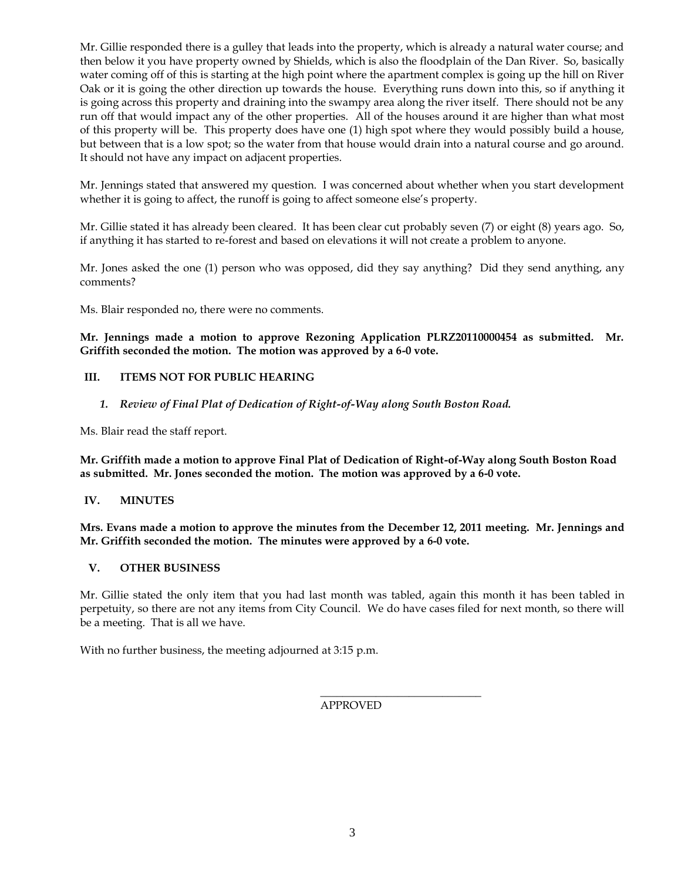Mr. Gillie responded there is a gulley that leads into the property, which is already a natural water course; and then below it you have property owned by Shields, which is also the floodplain of the Dan River. So, basically water coming off of this is starting at the high point where the apartment complex is going up the hill on River Oak or it is going the other direction up towards the house. Everything runs down into this, so if anything it is going across this property and draining into the swampy area along the river itself. There should not be any run off that would impact any of the other properties. All of the houses around it are higher than what most of this property will be. This property does have one (1) high spot where they would possibly build a house, but between that is a low spot; so the water from that house would drain into a natural course and go around. It should not have any impact on adjacent properties.

Mr. Jennings stated that answered my question. I was concerned about whether when you start development whether it is going to affect, the runoff is going to affect someone else's property.

Mr. Gillie stated it has already been cleared. It has been clear cut probably seven (7) or eight (8) years ago. So, if anything it has started to re-forest and based on elevations it will not create a problem to anyone.

Mr. Jones asked the one (1) person who was opposed, did they say anything? Did they send anything, any comments?

Ms. Blair responded no, there were no comments.

**Mr. Jennings made a motion to approve Rezoning Application PLRZ20110000454 as submitted. Mr. Griffith seconded the motion. The motion was approved by a 6-0 vote.**

## III. ITEMS NOT FOR PUBLIC HEARING

*1. Review of Final Plat of Dedication of Right-of-Way along South Boston Road.*

Ms. Blair read the staff report.

**Mr. Griffith made a motion to approve Final Plat of Dedication of Right-of-Way along South Boston Road as submitted. Mr. Jones seconded the motion. The motion was approved by a 6-0 vote.**

## IV. MINUTES

**Mrs. Evans made a motion to approve the minutes from the December 12, 2011 meeting. Mr. Jennings and Mr. Griffith seconded the motion. The minutes were approved by a 6-0 vote.**

## V. OTHER BUSINESS

Mr. Gillie stated the only item that you had last month was tabled, again this month it has been tabled in perpetuity, so there are not any items from City Council. We do have cases filed for next month, so there will be a meeting. That is all we have.

With no further business, the meeting adjourned at 3:15 p.m.

______________________________

APPROVED